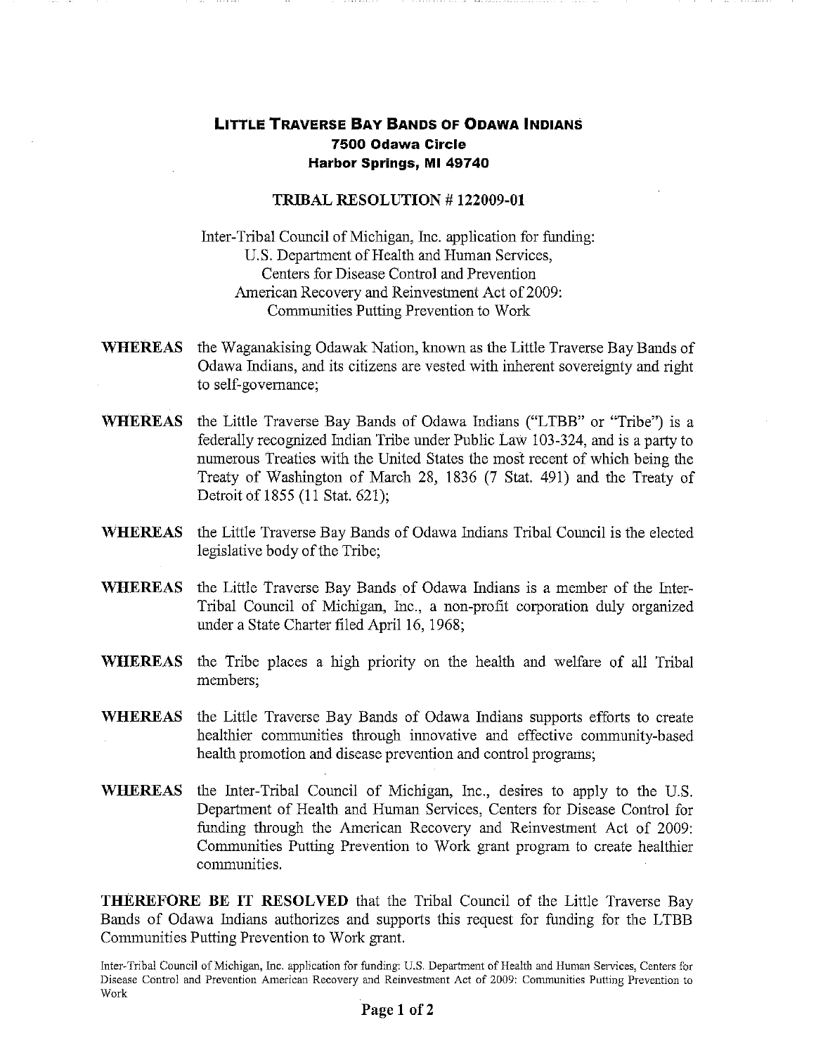# Little Traverse Bay Bands of Odawa Indians

**7500 Odawa Circle**
**Harbor Springs, MI 49740**

## TRIBAL RESOLUTION # 122009-01

Inter-Tribal Council of Michigan, Inc. application for funding:
U.S. Department of Health and Human Services,
Centers for Disease Control and Prevention
American Recovery and Reinvestment Act of 2009:
Communities Putting Prevention to Work

**WHEREAS** the Waganakising Odawak Nation, known as the Little Traverse Bay Bands of Odawa Indians, and its citizens are vested with inherent sovereignty and right to self-governance;

**WHEREAS** the Little Traverse Bay Bands of Odawa Indians ("LTBB" or "Tribe") is a federally recognized Indian Tribe under Public Law 103-324, and is a party to numerous Treaties with the United States the most recent of which being the Treaty of Washington of March 28, 1836 (7 Stat. 491) and the Treaty of Detroit of 1855 (11 Stat. 621);

**WHEREAS** the Little Traverse Bay Bands of Odawa Indians Tribal Council is the elected legislative body of the Tribe;

**WHEREAS** the Little Traverse Bay Bands of Odawa Indians is a member of the Inter-Tribal Council of Michigan, Inc., a non-profit corporation duly organized under a State Charter filed April 16, 1968;

**WHEREAS** the Tribe places a high priority on the health and welfare of all Tribal members;

**WHEREAS** the Little Traverse Bay Bands of Odawa Indians supports efforts to create healthier communities through innovative and effective community-based health promotion and disease prevention and control programs;

**WHEREAS** the Inter-Tribal Council of Michigan, Inc., desires to apply to the U.S. Department of Health and Human Services, Centers for Disease Control for funding through the American Recovery and Reinvestment Act of 2009: Communities Putting Prevention to Work grant program to create healthier communities.

**THEREFORE BE IT RESOLVED** that the Tribal Council of the Little Traverse Bay Bands of Odawa Indians authorizes and supports this request for funding for the LTBB Communities Putting Prevention to Work grant.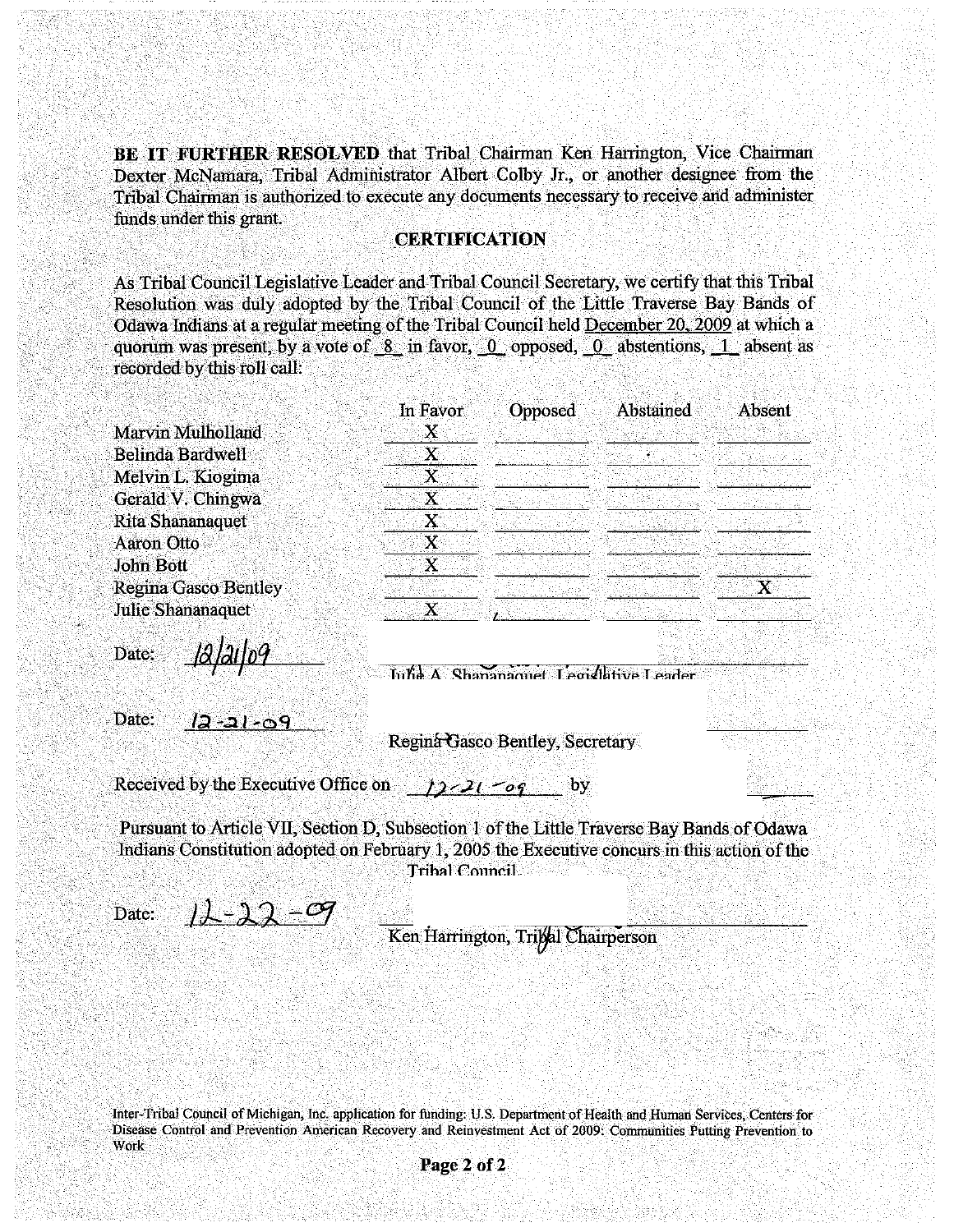**BE IT FURTHER RESOLVED** that Tribal Chairman Ken Harrington, Vice Chairman Dexter McNamara, Tribal Administrator Albert Colby Jr., or another designee from the Tribal Chairman is authorized to execute any documents necessary to receive and administer funds under this grant.

**CERTIFICATION**

As Tribal Council Legislative Leader and Tribal Council Secretary, we certify that this Tribal Resolution was duly adopted by the Tribal Council of the Little Traverse Bay Bands of Odawa Indians at a regular meeting of the Tribal Council held December 20, 2009 at which a quorum was present, by a vote of 8 in favor, 0 opposed, 0 abstentions, 1 absent as recorded by this roll call:

| | In Favor | Opposed | Abstained | Absent |
|---|---|---|---|---|
| Marvin Mulholland | X | | | |
| Belinda Bardwell | X | | | |
| Melvin L. Kiogima | X | | | |
| Gerald V. Chingwa | X | | | |
| Rita Shananaquet | X | | | |
| Aaron Otto | X | | | |
| John Bott | X | | | |
| Regina Gasco Bentley | | | | X |
| Julie Shananaquet | X | | | |

Date: 12/21/09

Julie A. Shananaquet, Legislative Leader

Date: 12-21-09

Regina Gasco Bentley, Secretary

Received by the Executive Office on 12-21-09 by

Pursuant to Article VII, Section D, Subsection 1 of the Little Traverse Bay Bands of Odawa Indians Constitution adopted on February 1, 2005 the Executive concurs in this action of the Tribal Council.

Date: 12-22-09

Ken Harrington, Tribal Chairperson

Inter-Tribal Council of Michigan, Inc. application for funding: U.S. Department of Health and Human Services, Centers for Disease Control and Prevention American Recovery and Reinvestment Act of 2009: Communities Putting Prevention to Work